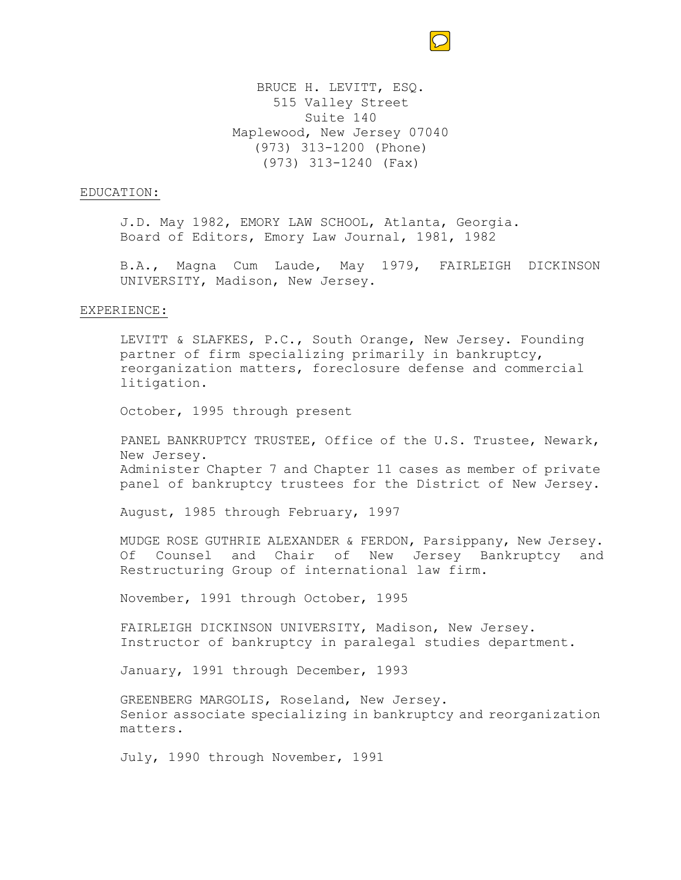BRUCE H. LEVITT, ESQ.
515 Valley Street
Suite 140
Maplewood, New Jersey 07040
(973) 313-1200 (Phone)
(973) 313-1240 (Fax)

## EDUCATION:

J.D. May 1982, EMORY LAW SCHOOL, Atlanta, Georgia.
Board of Editors, Emory Law Journal, 1981, 1982

B.A., Magna Cum Laude, May 1979, FAIRLEIGH DICKINSON UNIVERSITY, Madison, New Jersey.

## EXPERIENCE:

LEVITT & SLAFKES, P.C., South Orange, New Jersey. Founding partner of firm specializing primarily in bankruptcy, reorganization matters, foreclosure defense and commercial litigation.

October, 1995 through present

PANEL BANKRUPTCY TRUSTEE, Office of the U.S. Trustee, Newark, New Jersey.
Administer Chapter 7 and Chapter 11 cases as member of private panel of bankruptcy trustees for the District of New Jersey.

August, 1985 through February, 1997

MUDGE ROSE GUTHRIE ALEXANDER & FERDON, Parsippany, New Jersey. Of Counsel and Chair of New Jersey Bankruptcy and Restructuring Group of international law firm.

November, 1991 through October, 1995

FAIRLEIGH DICKINSON UNIVERSITY, Madison, New Jersey.
Instructor of bankruptcy in paralegal studies department.

January, 1991 through December, 1993

GREENBERG MARGOLIS, Roseland, New Jersey.
Senior associate specializing in bankruptcy and reorganization matters.

July, 1990 through November, 1991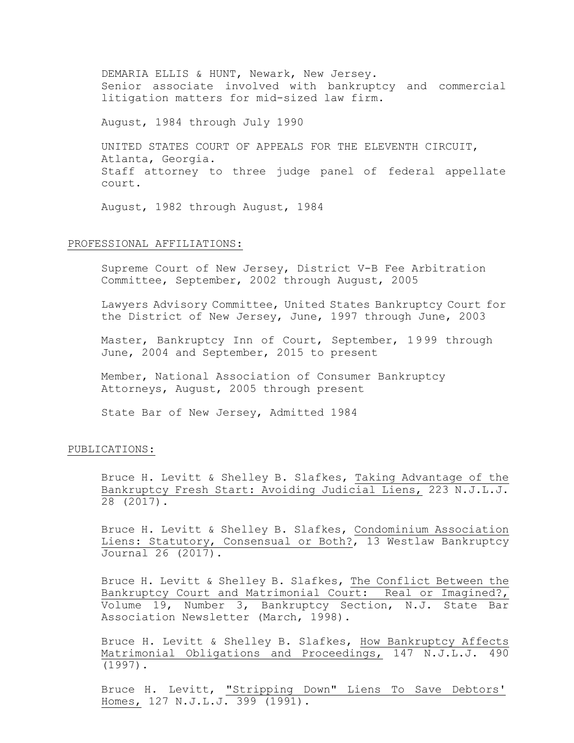DEMARIA ELLIS & HUNT, Newark, New Jersey.
Senior associate involved with bankruptcy and commercial litigation matters for mid-sized law firm.

August, 1984 through July 1990

UNITED STATES COURT OF APPEALS FOR THE ELEVENTH CIRCUIT, Atlanta, Georgia.
Staff attorney to three judge panel of federal appellate court.

August, 1982 through August, 1984

## PROFESSIONAL AFFILIATIONS:

Supreme Court of New Jersey, District V-B Fee Arbitration Committee, September, 2002 through August, 2005

Lawyers Advisory Committee, United States Bankruptcy Court for the District of New Jersey, June, 1997 through June, 2003

Master, Bankruptcy Inn of Court, September, 1999 through June, 2004 and September, 2015 to present

Member, National Association of Consumer Bankruptcy Attorneys, August, 2005 through present

State Bar of New Jersey, Admitted 1984

## PUBLICATIONS:

Bruce H. Levitt & Shelley B. Slafkes, Taking Advantage of the Bankruptcy Fresh Start: Avoiding Judicial Liens, 223 N.J.L.J. 28 (2017).

Bruce H. Levitt & Shelley B. Slafkes, Condominium Association Liens: Statutory, Consensual or Both?, 13 Westlaw Bankruptcy Journal 26 (2017).

Bruce H. Levitt & Shelley B. Slafkes, The Conflict Between the Bankruptcy Court and Matrimonial Court: Real or Imagined?, Volume 19, Number 3, Bankruptcy Section, N.J. State Bar Association Newsletter (March, 1998).

Bruce H. Levitt & Shelley B. Slafkes, How Bankruptcy Affects Matrimonial Obligations and Proceedings, 147 N.J.L.J. 490 (1997).

Bruce H. Levitt, "Stripping Down" Liens To Save Debtors' Homes, 127 N.J.L.J. 399 (1991).